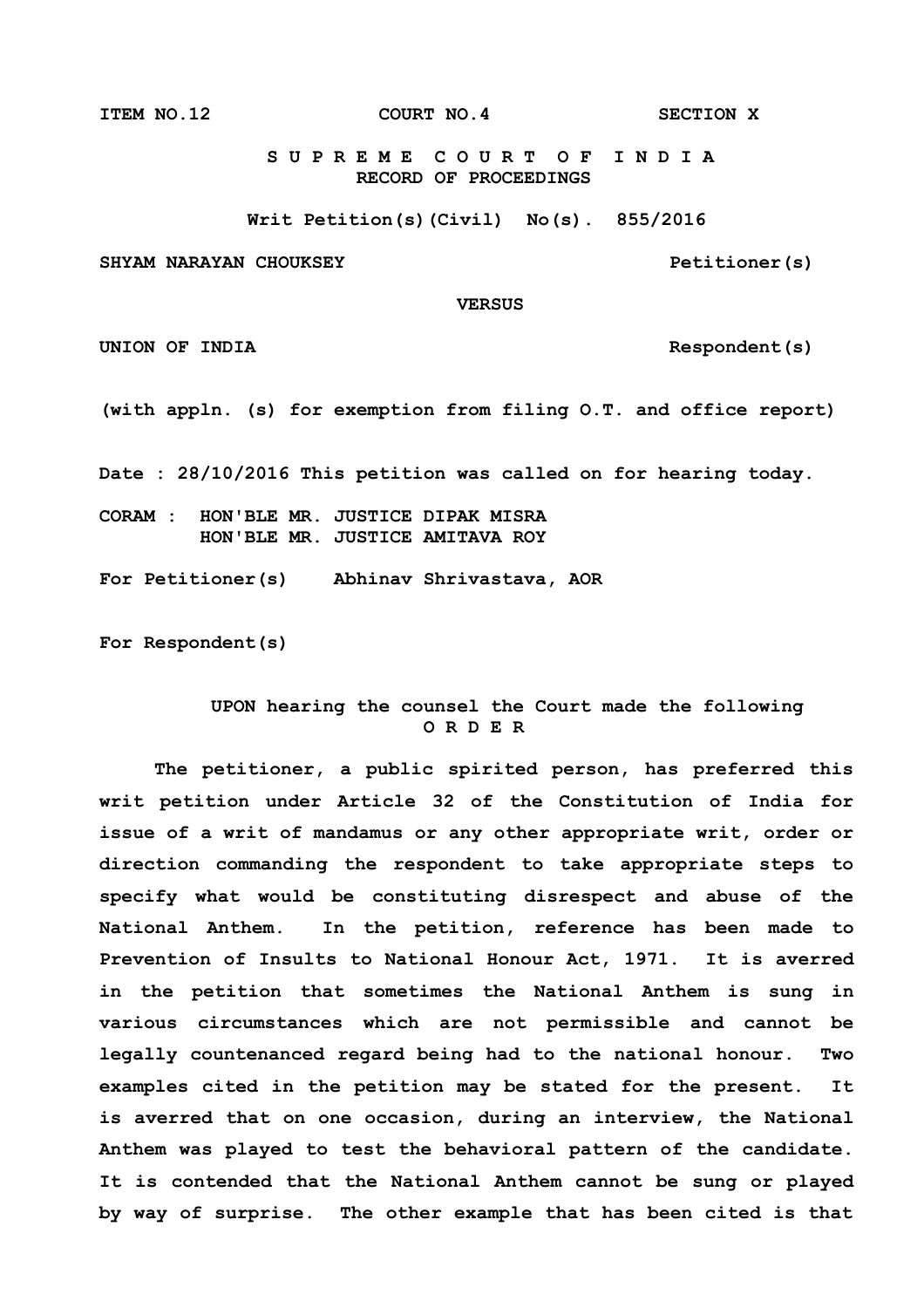ITEM NO.12                    COURT NO.4                    SECTION X

**S U P R E M E  C O U R T  O F  I N D I A**
**RECORD OF PROCEEDINGS**

**Writ Petition(s)(Civil) No(s). 855/2016**

**SHYAM NARAYAN CHOUKSEY** — **Petitioner(s)**

**VERSUS**

**UNION OF INDIA** — **Respondent(s)**

**(with appln. (s) for exemption from filing O.T. and office report)**

**Date : 28/10/2016 This petition was called on for hearing today.**

**CORAM : HON'BLE MR. JUSTICE DIPAK MISRA**
**HON'BLE MR. JUSTICE AMITAVA ROY**

**For Petitioner(s)** Abhinav Shrivastava, AOR

**For Respondent(s)**

**UPON hearing the counsel the Court made the following**
**O R D E R**

The petitioner, a public spirited person, has preferred this writ petition under Article 32 of the Constitution of India for issue of a writ of mandamus or any other appropriate writ, order or direction commanding the respondent to take appropriate steps to specify what would be constituting disrespect and abuse of the National Anthem. In the petition, reference has been made to Prevention of Insults to National Honour Act, 1971. It is averred in the petition that sometimes the National Anthem is sung in various circumstances which are not permissible and cannot be legally countenanced regard being had to the national honour. Two examples cited in the petition may be stated for the present. It is averred that on one occasion, during an interview, the National Anthem was played to test the behavioral pattern of the candidate. It is contended that the National Anthem cannot be sung or played by way of surprise. The other example that has been cited is that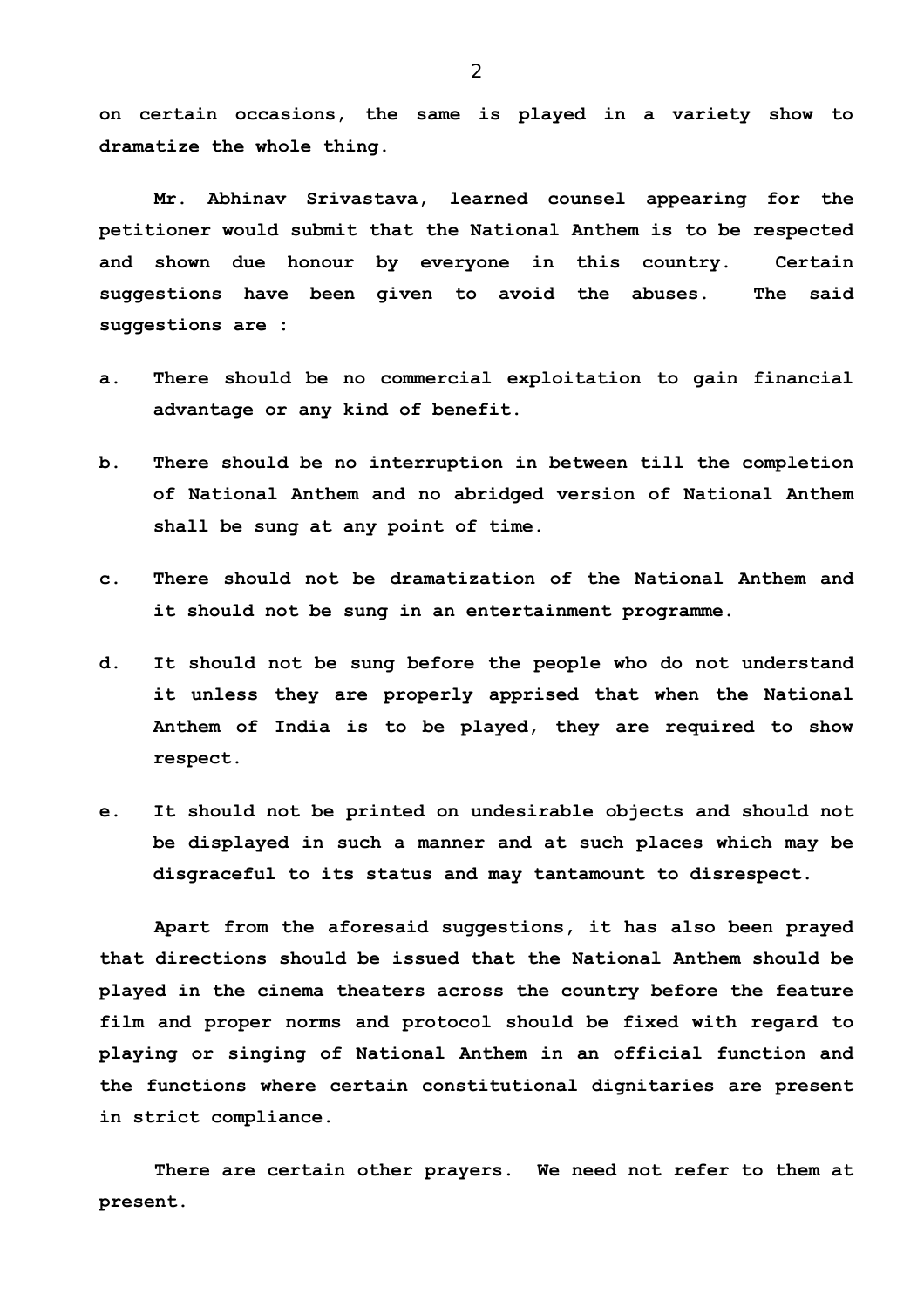on certain occasions, the same is played in a variety show to dramatize the whole thing.

Mr. Abhinav Srivastava, learned counsel appearing for the petitioner would submit that the National Anthem is to be respected and shown due honour by everyone in this country. Certain suggestions have been given to avoid the abuses. The said suggestions are :

a. There should be no commercial exploitation to gain financial advantage or any kind of benefit.

b. There should be no interruption in between till the completion of National Anthem and no abridged version of National Anthem shall be sung at any point of time.

c. There should not be dramatization of the National Anthem and it should not be sung in an entertainment programme.

d. It should not be sung before the people who do not understand it unless they are properly apprised that when the National Anthem of India is to be played, they are required to show respect.

e. It should not be printed on undesirable objects and should not be displayed in such a manner and at such places which may be disgraceful to its status and may tantamount to disrespect.

Apart from the aforesaid suggestions, it has also been prayed that directions should be issued that the National Anthem should be played in the cinema theaters across the country before the feature film and proper norms and protocol should be fixed with regard to playing or singing of National Anthem in an official function and the functions where certain constitutional dignitaries are present in strict compliance.

There are certain other prayers. We need not refer to them at present.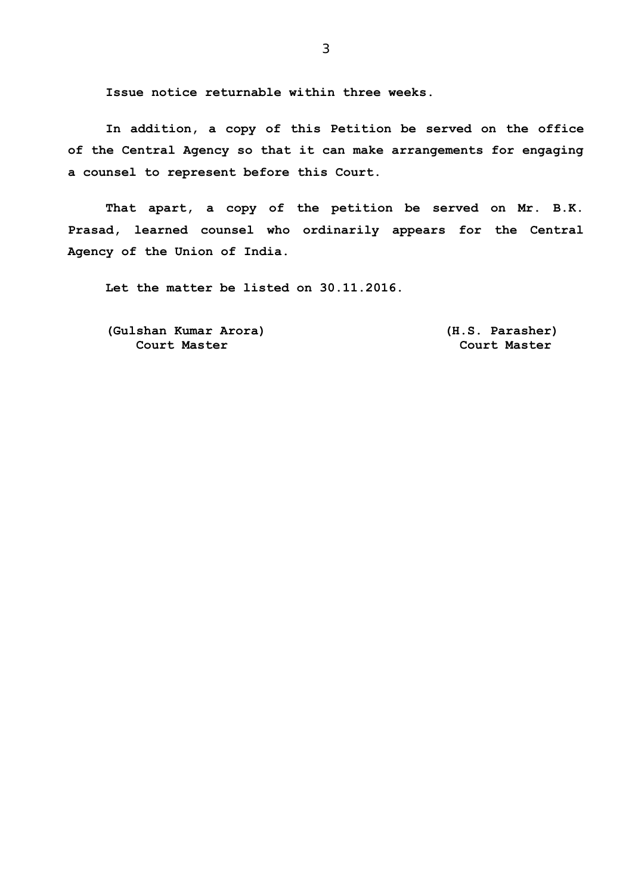**Issue notice returnable within three weeks.**

**In addition, a copy of this Petition be served on the office of the Central Agency so that it can make arrangements for engaging a counsel to represent before this Court.**

**That apart, a copy of the petition be served on Mr. B.K. Prasad, learned counsel who ordinarily appears for the Central Agency of the Union of India.**

**Let the matter be listed on 30.11.2016.**

| | |
|---|---|
| **(Gulshan Kumar Arora)** | **(H.S. Parasher)** |
| **Court Master** | **Court Master** |